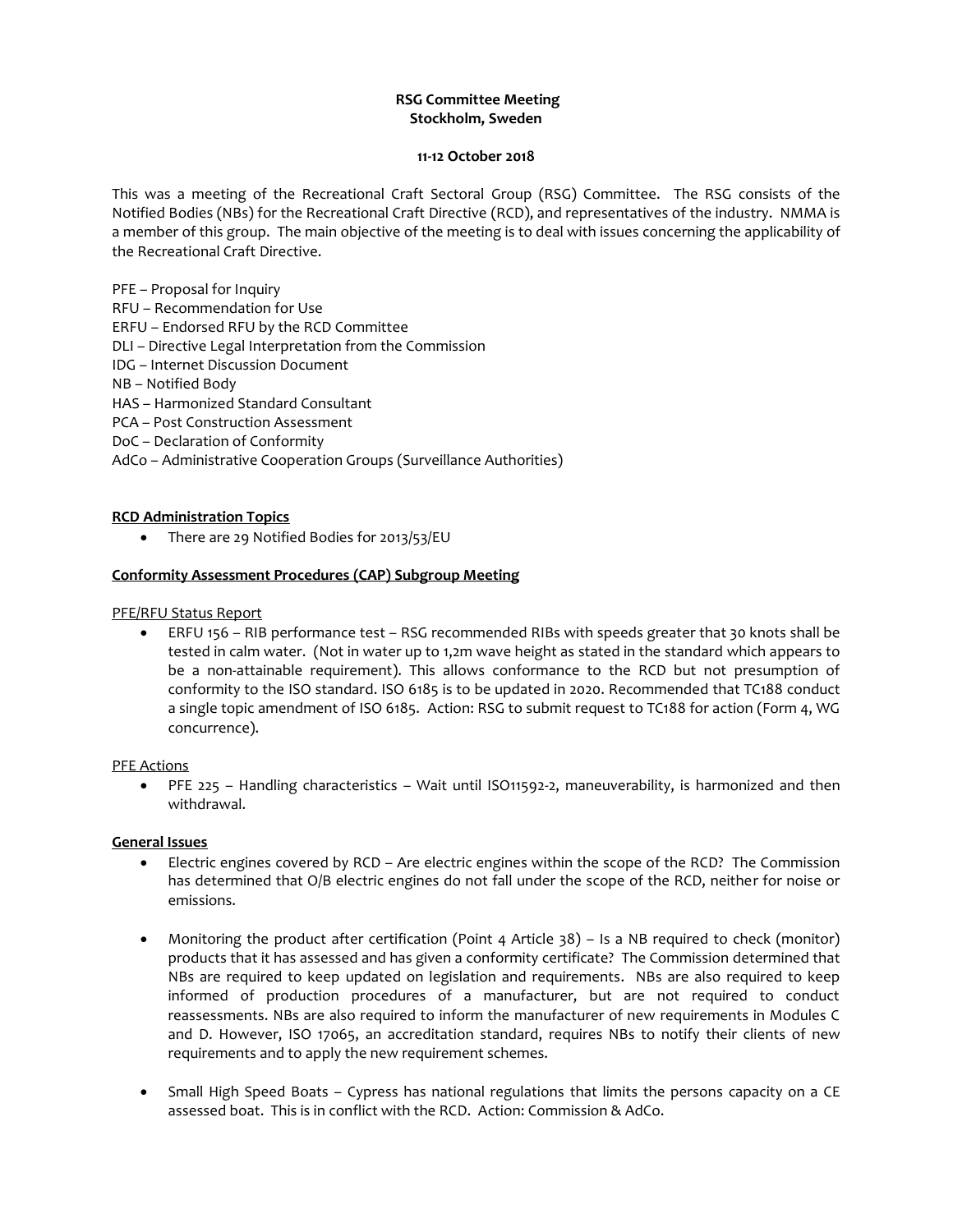**RSG Committee Meeting**
**Stockholm, Sweden**

**11-12 October 2018**

This was a meeting of the Recreational Craft Sectoral Group (RSG) Committee. The RSG consists of the Notified Bodies (NBs) for the Recreational Craft Directive (RCD), and representatives of the industry. NMMA is a member of this group. The main objective of the meeting is to deal with issues concerning the applicability of the Recreational Craft Directive.

PFE – Proposal for Inquiry
RFU – Recommendation for Use
ERFU – Endorsed RFU by the RCD Committee
DLI – Directive Legal Interpretation from the Commission
IDG – Internet Discussion Document
NB – Notified Body
HAS – Harmonized Standard Consultant
PCA – Post Construction Assessment
DoC – Declaration of Conformity
AdCo – Administrative Cooperation Groups (Surveillance Authorities)

**RCD Administration Topics**

- There are 29 Notified Bodies for 2013/53/EU

**Conformity Assessment Procedures (CAP) Subgroup Meeting**

PFE/RFU Status Report

- ERFU 156 – RIB performance test – RSG recommended RIBs with speeds greater that 30 knots shall be tested in calm water. (Not in water up to 1,2m wave height as stated in the standard which appears to be a non-attainable requirement). This allows conformance to the RCD but not presumption of conformity to the ISO standard. ISO 6185 is to be updated in 2020. Recommended that TC188 conduct a single topic amendment of ISO 6185. Action: RSG to submit request to TC188 for action (Form 4, WG concurrence).

PFE Actions

- PFE 225 – Handling characteristics – Wait until ISO11592-2, maneuverability, is harmonized and then withdrawal.

**General Issues**

- Electric engines covered by RCD – Are electric engines within the scope of the RCD? The Commission has determined that O/B electric engines do not fall under the scope of the RCD, neither for noise or emissions.

- Monitoring the product after certification (Point 4 Article 38) – Is a NB required to check (monitor) products that it has assessed and has given a conformity certificate? The Commission determined that NBs are required to keep updated on legislation and requirements. NBs are also required to keep informed of production procedures of a manufacturer, but are not required to conduct reassessments. NBs are also required to inform the manufacturer of new requirements in Modules C and D. However, ISO 17065, an accreditation standard, requires NBs to notify their clients of new requirements and to apply the new requirement schemes.

- Small High Speed Boats – Cypress has national regulations that limits the persons capacity on a CE assessed boat. This is in conflict with the RCD. Action: Commission & AdCo.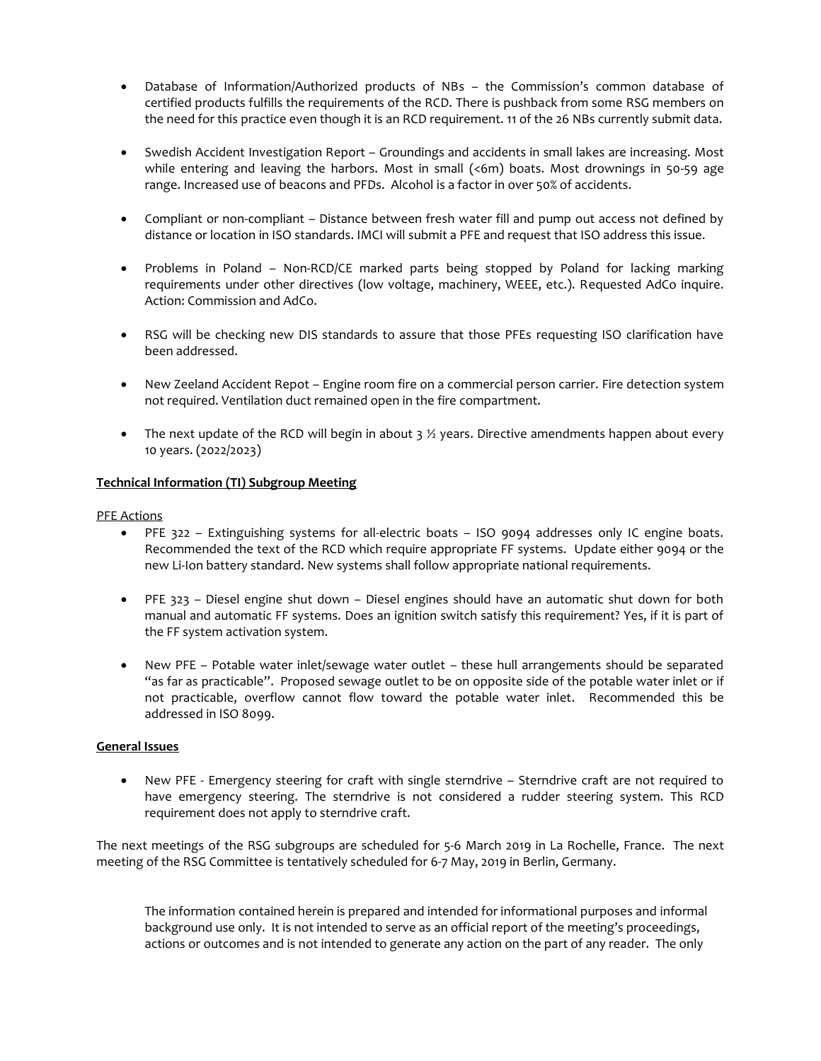- Database of Information/Authorized products of NBs – the Commission's common database of certified products fulfills the requirements of the RCD. There is pushback from some RSG members on the need for this practice even though it is an RCD requirement. 11 of the 26 NBs currently submit data.

- Swedish Accident Investigation Report – Groundings and accidents in small lakes are increasing. Most while entering and leaving the harbors. Most in small (<6m) boats. Most drownings in 50-59 age range. Increased use of beacons and PFDs. Alcohol is a factor in over 50% of accidents.

- Compliant or non-compliant – Distance between fresh water fill and pump out access not defined by distance or location in ISO standards. IMCI will submit a PFE and request that ISO address this issue.

- Problems in Poland – Non-RCD/CE marked parts being stopped by Poland for lacking marking requirements under other directives (low voltage, machinery, WEEE, etc.). Requested AdCo inquire. Action: Commission and AdCo.

- RSG will be checking new DIS standards to assure that those PFEs requesting ISO clarification have been addressed.

- New Zeeland Accident Repot – Engine room fire on a commercial person carrier. Fire detection system not required. Ventilation duct remained open in the fire compartment.

- The next update of the RCD will begin in about 3 ½ years. Directive amendments happen about every 10 years. (2022/2023)

**Technical Information (TI) Subgroup Meeting**

PFE Actions

- PFE 322 – Extinguishing systems for all-electric boats – ISO 9094 addresses only IC engine boats. Recommended the text of the RCD which require appropriate FF systems. Update either 9094 or the new Li-Ion battery standard. New systems shall follow appropriate national requirements.

- PFE 323 – Diesel engine shut down – Diesel engines should have an automatic shut down for both manual and automatic FF systems. Does an ignition switch satisfy this requirement? Yes, if it is part of the FF system activation system.

- New PFE – Potable water inlet/sewage water outlet – these hull arrangements should be separated "as far as practicable". Proposed sewage outlet to be on opposite side of the potable water inlet or if not practicable, overflow cannot flow toward the potable water inlet. Recommended this be addressed in ISO 8099.

**General Issues**

- New PFE - Emergency steering for craft with single sterndrive – Sterndrive craft are not required to have emergency steering. The sterndrive is not considered a rudder steering system. This RCD requirement does not apply to sterndrive craft.

The next meetings of the RSG subgroups are scheduled for 5-6 March 2019 in La Rochelle, France. The next meeting of the RSG Committee is tentatively scheduled for 6-7 May, 2019 in Berlin, Germany.

The information contained herein is prepared and intended for informational purposes and informal background use only. It is not intended to serve as an official report of the meeting's proceedings, actions or outcomes and is not intended to generate any action on the part of any reader. The only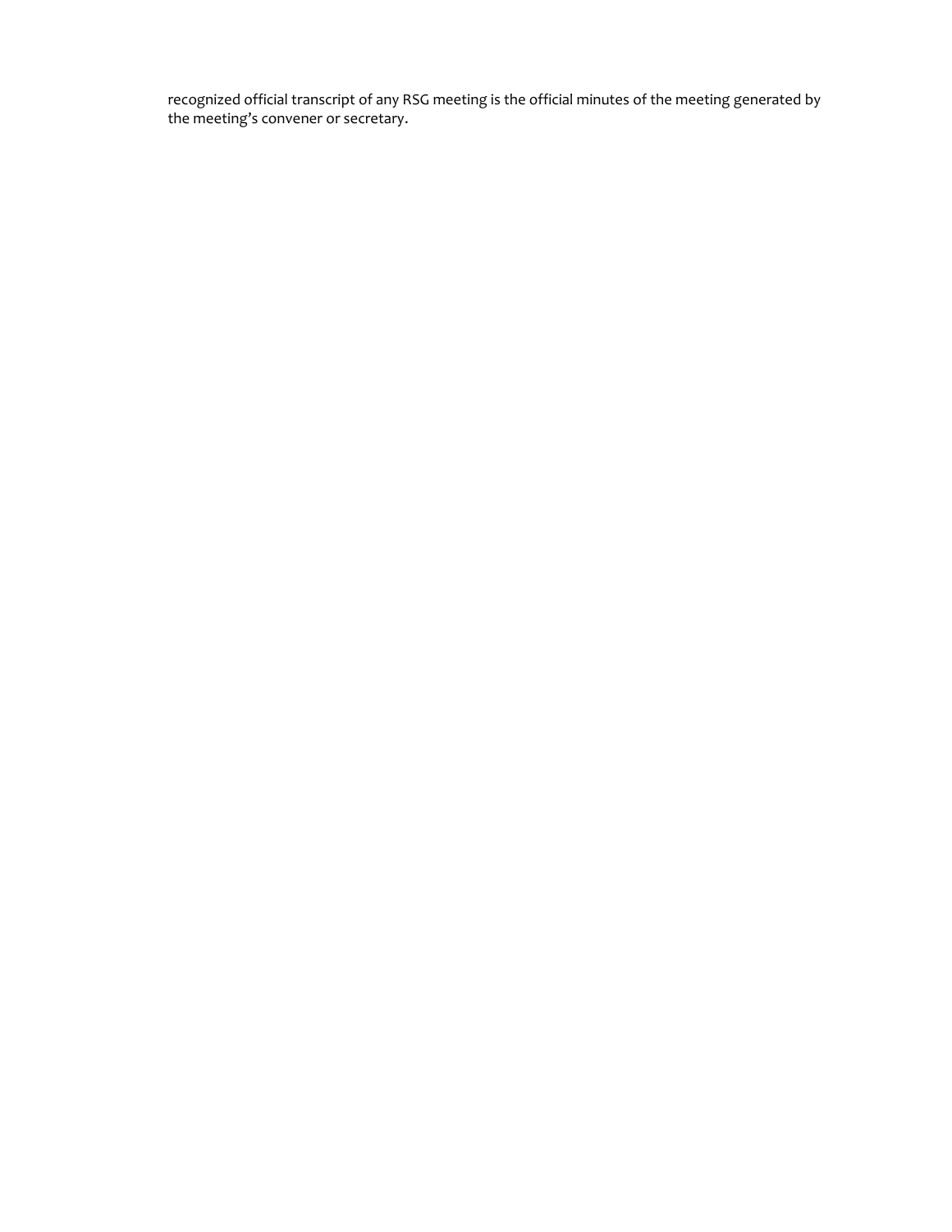recognized official transcript of any RSG meeting is the official minutes of the meeting generated by the meeting's convener or secretary.